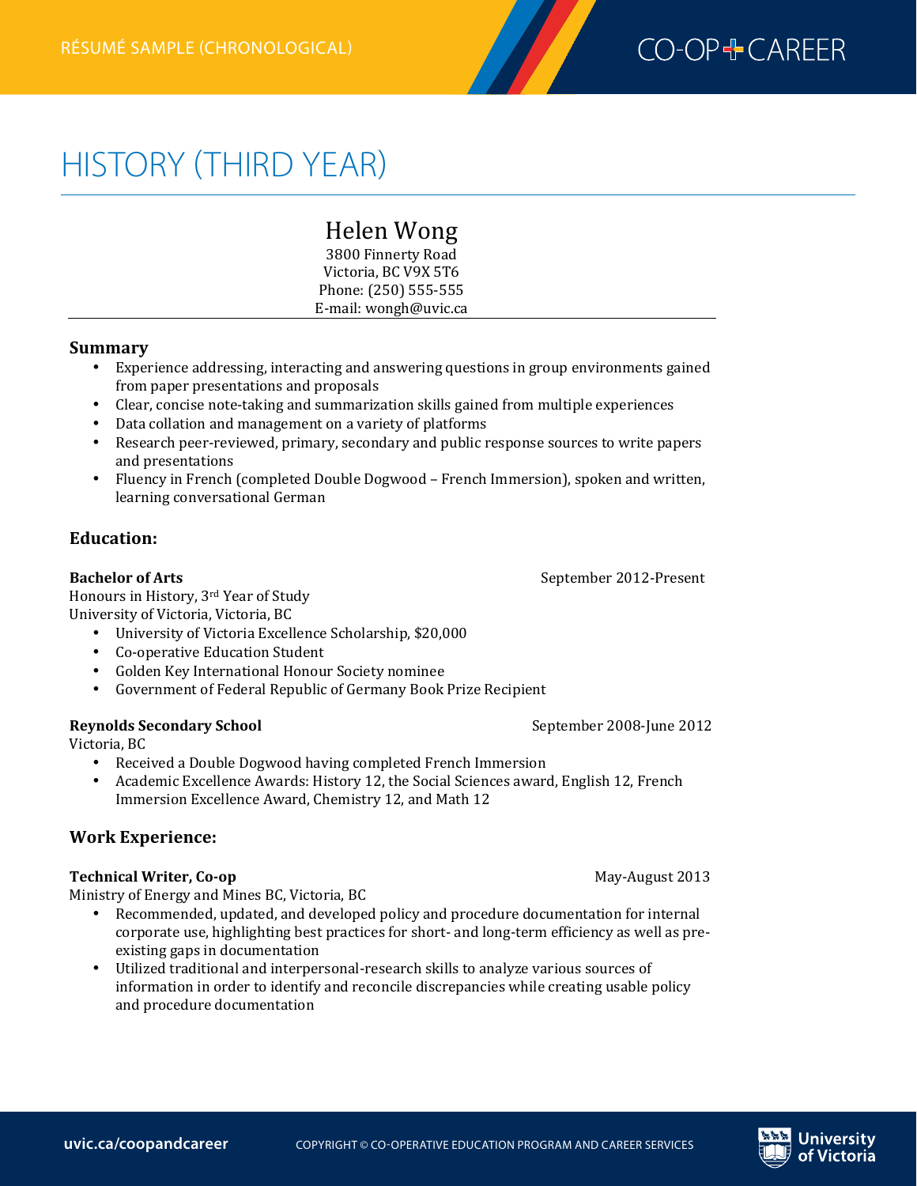RÉSUMÉ SAMPLE (CHRONOLOGICAL)

# HISTORY (THIRD YEAR)

## Helen Wong

3800 Finnerty Road
Victoria, BC V9X 5T6
Phone: (250) 555-555
E-mail: wongh@uvic.ca

### Summary

- Experience addressing, interacting and answering questions in group environments gained from paper presentations and proposals
- Clear, concise note-taking and summarization skills gained from multiple experiences
- Data collation and management on a variety of platforms
- Research peer-reviewed, primary, secondary and public response sources to write papers and presentations
- Fluency in French (completed Double Dogwood – French Immersion), spoken and written, learning conversational German

### Education:

**Bachelor of Arts** — September 2012-Present
Honours in History, 3rd Year of Study
University of Victoria, Victoria, BC

- University of Victoria Excellence Scholarship, $20,000
- Co-operative Education Student
- Golden Key International Honour Society nominee
- Government of Federal Republic of Germany Book Prize Recipient

**Reynolds Secondary School** — September 2008-June 2012
Victoria, BC

- Received a Double Dogwood having completed French Immersion
- Academic Excellence Awards: History 12, the Social Sciences award, English 12, French Immersion Excellence Award, Chemistry 12, and Math 12

### Work Experience:

**Technical Writer, Co-op** — May-August 2013
Ministry of Energy and Mines BC, Victoria, BC

- Recommended, updated, and developed policy and procedure documentation for internal corporate use, highlighting best practices for short- and long-term efficiency as well as pre-existing gaps in documentation
- Utilized traditional and interpersonal-research skills to analyze various sources of information in order to identify and reconcile discrepancies while creating usable policy and procedure documentation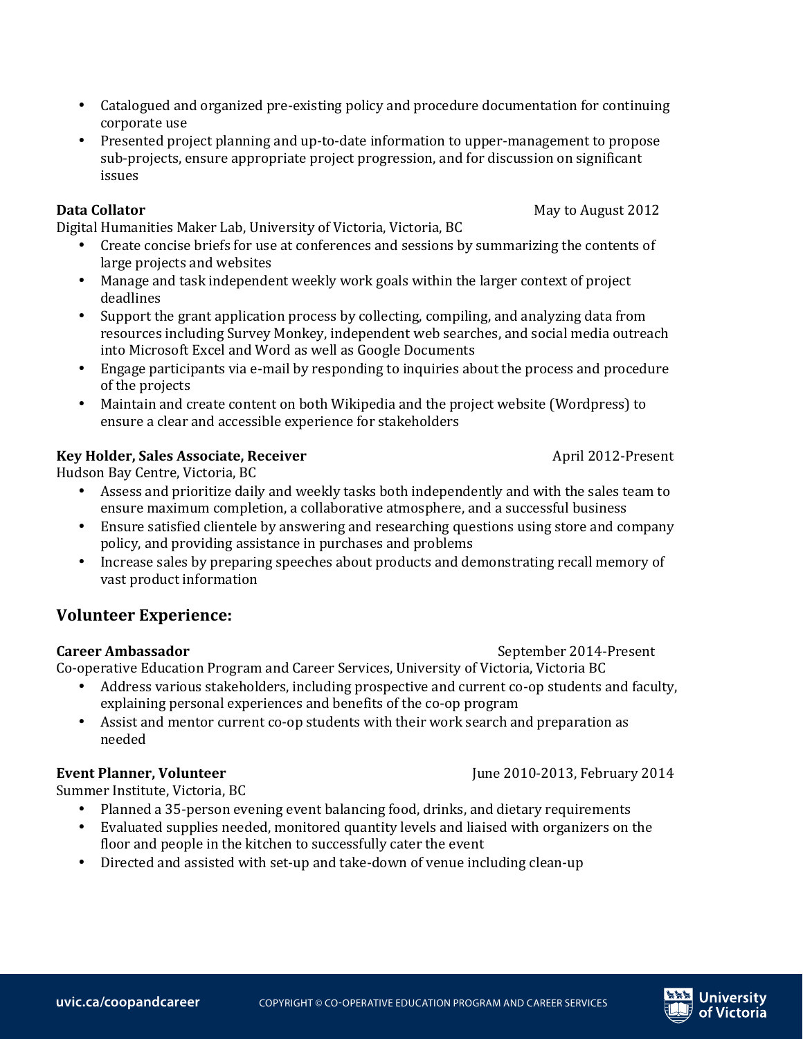- Catalogued and organized pre-existing policy and procedure documentation for continuing corporate use
- Presented project planning and up-to-date information to upper-management to propose sub-projects, ensure appropriate project progression, and for discussion on significant issues

**Data Collator** May to August 2012
Digital Humanities Maker Lab, University of Victoria, Victoria, BC

- Create concise briefs for use at conferences and sessions by summarizing the contents of large projects and websites
- Manage and task independent weekly work goals within the larger context of project deadlines
- Support the grant application process by collecting, compiling, and analyzing data from resources including Survey Monkey, independent web searches, and social media outreach into Microsoft Excel and Word as well as Google Documents
- Engage participants via e-mail by responding to inquiries about the process and procedure of the projects
- Maintain and create content on both Wikipedia and the project website (Wordpress) to ensure a clear and accessible experience for stakeholders

**Key Holder, Sales Associate, Receiver** April 2012-Present
Hudson Bay Centre, Victoria, BC

- Assess and prioritize daily and weekly tasks both independently and with the sales team to ensure maximum completion, a collaborative atmosphere, and a successful business
- Ensure satisfied clientele by answering and researching questions using store and company policy, and providing assistance in purchases and problems
- Increase sales by preparing speeches about products and demonstrating recall memory of vast product information

## Volunteer Experience:

**Career Ambassador** September 2014-Present
Co-operative Education Program and Career Services, University of Victoria, Victoria BC

- Address various stakeholders, including prospective and current co-op students and faculty, explaining personal experiences and benefits of the co-op program
- Assist and mentor current co-op students with their work search and preparation as needed

**Event Planner, Volunteer** June 2010-2013, February 2014
Summer Institute, Victoria, BC

- Planned a 35-person evening event balancing food, drinks, and dietary requirements
- Evaluated supplies needed, monitored quantity levels and liaised with organizers on the floor and people in the kitchen to successfully cater the event
- Directed and assisted with set-up and take-down of venue including clean-up